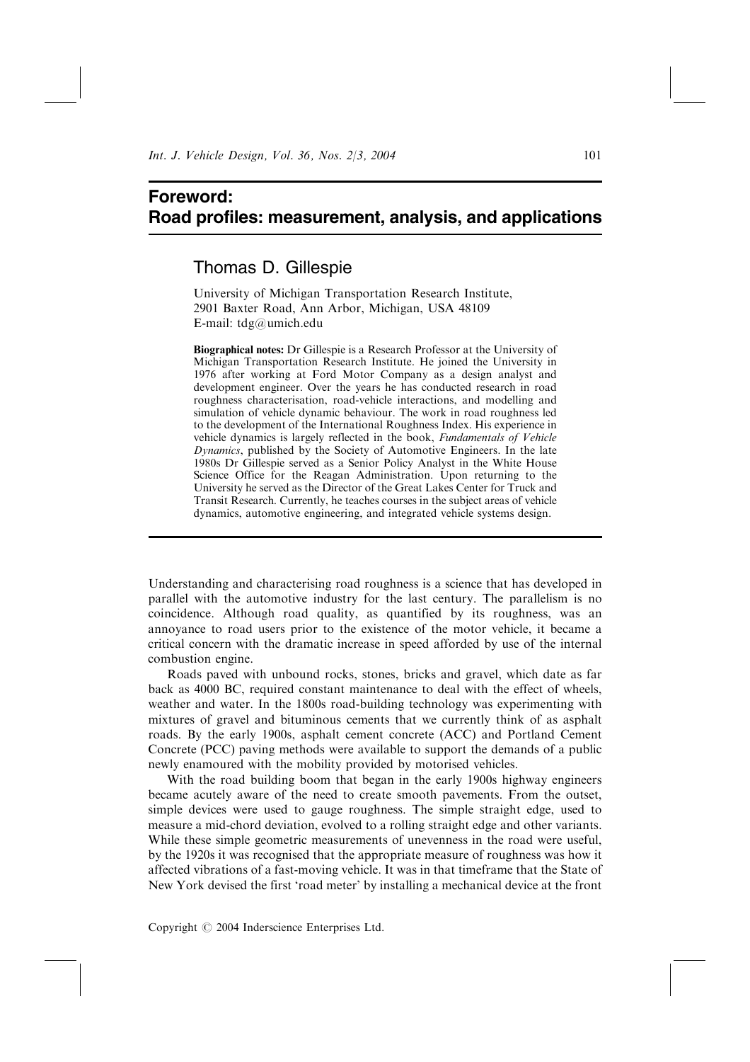# Foreword:
# Road profiles: measurement, analysis, and applications

## Thomas D. Gillespie

University of Michigan Transportation Research Institute,
2901 Baxter Road, Ann Arbor, Michigan, USA 48109
E-mail: tdg@umich.edu

**Biographical notes:** Dr Gillespie is a Research Professor at the University of Michigan Transportation Research Institute. He joined the University in 1976 after working at Ford Motor Company as a design analyst and development engineer. Over the years he has conducted research in road roughness characterisation, road-vehicle interactions, and modelling and simulation of vehicle dynamic behaviour. The work in road roughness led to the development of the International Roughness Index. His experience in vehicle dynamics is largely reflected in the book, *Fundamentals of Vehicle Dynamics*, published by the Society of Automotive Engineers. In the late 1980s Dr Gillespie served as a Senior Policy Analyst in the White House Science Office for the Reagan Administration. Upon returning to the University he served as the Director of the Great Lakes Center for Truck and Transit Research. Currently, he teaches courses in the subject areas of vehicle dynamics, automotive engineering, and integrated vehicle systems design.

---

Understanding and characterising road roughness is a science that has developed in parallel with the automotive industry for the last century. The parallelism is no coincidence. Although road quality, as quantified by its roughness, was an annoyance to road users prior to the existence of the motor vehicle, it became a critical concern with the dramatic increase in speed afforded by use of the internal combustion engine.

Roads paved with unbound rocks, stones, bricks and gravel, which date as far back as 4000 BC, required constant maintenance to deal with the effect of wheels, weather and water. In the 1800s road-building technology was experimenting with mixtures of gravel and bituminous cements that we currently think of as asphalt roads. By the early 1900s, asphalt cement concrete (ACC) and Portland Cement Concrete (PCC) paving methods were available to support the demands of a public newly enamoured with the mobility provided by motorised vehicles.

With the road building boom that began in the early 1900s highway engineers became acutely aware of the need to create smooth pavements. From the outset, simple devices were used to gauge roughness. The simple straight edge, used to measure a mid-chord deviation, evolved to a rolling straight edge and other variants. While these simple geometric measurements of unevenness in the road were useful, by the 1920s it was recognised that the appropriate measure of roughness was how it affected vibrations of a fast-moving vehicle. It was in that timeframe that the State of New York devised the first 'road meter' by installing a mechanical device at the front

Copyright © 2004 Inderscience Enterprises Ltd.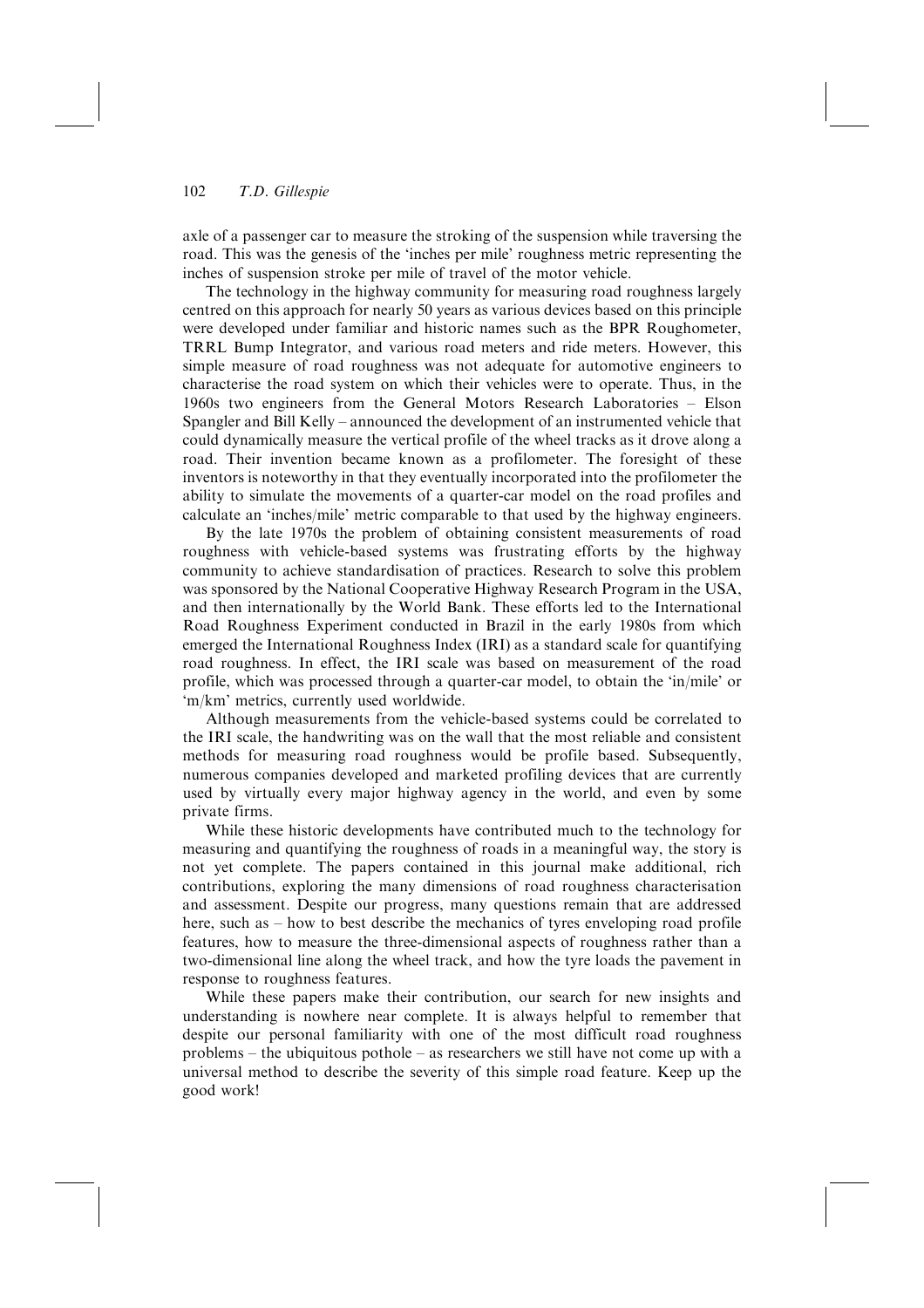axle of a passenger car to measure the stroking of the suspension while traversing the road. This was the genesis of the 'inches per mile' roughness metric representing the inches of suspension stroke per mile of travel of the motor vehicle.

The technology in the highway community for measuring road roughness largely centred on this approach for nearly 50 years as various devices based on this principle were developed under familiar and historic names such as the BPR Roughometer, TRRL Bump Integrator, and various road meters and ride meters. However, this simple measure of road roughness was not adequate for automotive engineers to characterise the road system on which their vehicles were to operate. Thus, in the 1960s two engineers from the General Motors Research Laboratories – Elson Spangler and Bill Kelly – announced the development of an instrumented vehicle that could dynamically measure the vertical profile of the wheel tracks as it drove along a road. Their invention became known as a profilometer. The foresight of these inventors is noteworthy in that they eventually incorporated into the profilometer the ability to simulate the movements of a quarter-car model on the road profiles and calculate an 'inches/mile' metric comparable to that used by the highway engineers.

By the late 1970s the problem of obtaining consistent measurements of road roughness with vehicle-based systems was frustrating efforts by the highway community to achieve standardisation of practices. Research to solve this problem was sponsored by the National Cooperative Highway Research Program in the USA, and then internationally by the World Bank. These efforts led to the International Road Roughness Experiment conducted in Brazil in the early 1980s from which emerged the International Roughness Index (IRI) as a standard scale for quantifying road roughness. In effect, the IRI scale was based on measurement of the road profile, which was processed through a quarter-car model, to obtain the 'in/mile' or 'm/km' metrics, currently used worldwide.

Although measurements from the vehicle-based systems could be correlated to the IRI scale, the handwriting was on the wall that the most reliable and consistent methods for measuring road roughness would be profile based. Subsequently, numerous companies developed and marketed profiling devices that are currently used by virtually every major highway agency in the world, and even by some private firms.

While these historic developments have contributed much to the technology for measuring and quantifying the roughness of roads in a meaningful way, the story is not yet complete. The papers contained in this journal make additional, rich contributions, exploring the many dimensions of road roughness characterisation and assessment. Despite our progress, many questions remain that are addressed here, such as – how to best describe the mechanics of tyres enveloping road profile features, how to measure the three-dimensional aspects of roughness rather than a two-dimensional line along the wheel track, and how the tyre loads the pavement in response to roughness features.

While these papers make their contribution, our search for new insights and understanding is nowhere near complete. It is always helpful to remember that despite our personal familiarity with one of the most difficult road roughness problems – the ubiquitous pothole – as researchers we still have not come up with a universal method to describe the severity of this simple road feature. Keep up the good work!